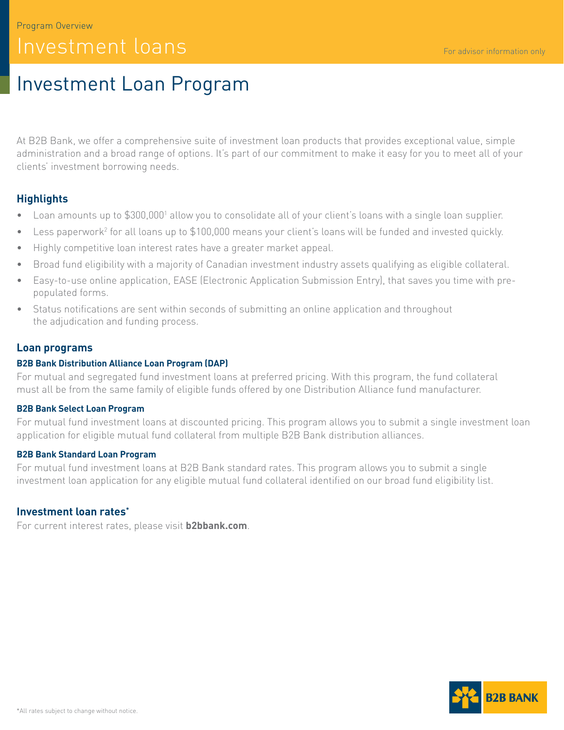Program Overview

# Investment loans

For advisor information only

## Investment Loan Program

At B2B Bank, we offer a comprehensive suite of investment loan products that provides exceptional value, simple administration and a broad range of options. It's part of our commitment to make it easy for you to meet all of your clients' investment borrowing needs.

### Highlights

- Loan amounts up to $300,000[1] allow you to consolidate all of your client's loans with a single loan supplier.
- Less paperwork[2] for all loans up to $100,000 means your client's loans will be funded and invested quickly.
- Highly competitive loan interest rates have a greater market appeal.
- Broad fund eligibility with a majority of Canadian investment industry assets qualifying as eligible collateral.
- Easy-to-use online application, EASE (Electronic Application Submission Entry), that saves you time with pre-populated forms.
- Status notifications are sent within seconds of submitting an online application and throughout the adjudication and funding process.

### Loan programs

**B2B Bank Distribution Alliance Loan Program (DAP)**

For mutual and segregated fund investment loans at preferred pricing. With this program, the fund collateral must all be from the same family of eligible funds offered by one Distribution Alliance fund manufacturer.

**B2B Bank Select Loan Program**

For mutual fund investment loans at discounted pricing. This program allows you to submit a single investment loan application for eligible mutual fund collateral from multiple B2B Bank distribution alliances.

**B2B Bank Standard Loan Program**

For mutual fund investment loans at B2B Bank standard rates. This program allows you to submit a single investment loan application for any eligible mutual fund collateral identified on our broad fund eligibility list.

### Investment loan rates*

For current interest rates, please visit **b2bbank.com**.

B2B BANK

*All rates subject to change without notice.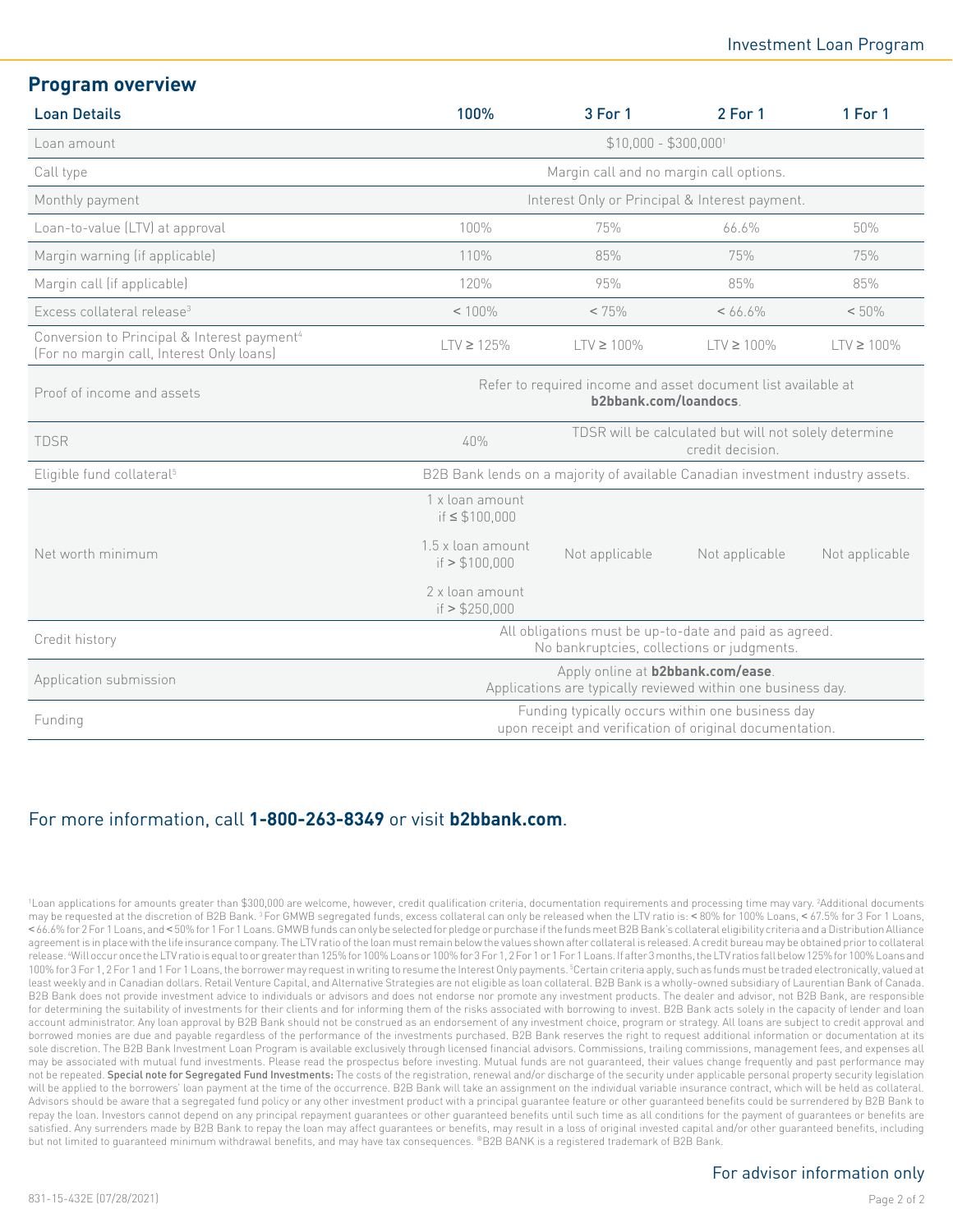## Program overview

| Loan Details | 100% | 3 For 1 | 2 For 1 | 1 For 1 |
|---|---|---|---|---|
| Loan amount | $10,000 - $300,000[1] | | | |
| Call type | Margin call and no margin call options. | | | |
| Monthly payment | Interest Only or Principal & Interest payment. | | | |
| Loan-to-value (LTV) at approval | 100% | 75% | 66.6% | 50% |
| Margin warning (if applicable) | 110% | 85% | 75% | 75% |
| Margin call (if applicable) | 120% | 95% | 85% | 85% |
| Excess collateral release[3] | < 100% | < 75% | < 66.6% | < 50% |
| Conversion to Principal & Interest payment[4] (For no margin call, Interest Only loans) | LTV ≥ 125% | LTV ≥ 100% | LTV ≥ 100% | LTV ≥ 100% |
| Proof of income and assets | Refer to required income and asset document list available at **b2bbank.com/loandocs**. | | | |
| TDSR | 40% | TDSR will be calculated but will not solely determine credit decision. | | |
| Eligible fund collateral[5] | B2B Bank lends on a majority of available Canadian investment industry assets. | | | |
| Net worth minimum | 1 x loan amount if ≤ $100,000<br>1.5 x loan amount if > $100,000<br>2 x loan amount if > $250,000 | Not applicable | Not applicable | Not applicable |
| Credit history | All obligations must be up-to-date and paid as agreed. No bankruptcies, collections or judgments. | | | |
| Application submission | Apply online at **b2bbank.com/ease**. Applications are typically reviewed within one business day. | | | |
| Funding | Funding typically occurs within one business day upon receipt and verification of original documentation. | | | |

For more information, call **1-800-263-8349** or visit **b2bbank.com**.

[1]Loan applications for amounts greater than $300,000 are welcome, however, credit qualification criteria, documentation requirements and processing time may vary. [2]Additional documents may be requested at the discretion of B2B Bank. [3]For GMWB segregated funds, excess collateral can only be released when the LTV ratio is: < 80% for 100% Loans, < 67.5% for 3 For 1 Loans, < 66.6% for 2 For 1 Loans, and < 50% for 1 For 1 Loans. GMWB funds can only be selected for pledge or purchase if the funds meet B2B Bank's collateral eligibility criteria and a Distribution Alliance agreement is in place with the life insurance company. The LTV ratio of the loan must remain below the values shown after collateral is released. A credit bureau may be obtained prior to collateral release. [4]Will occur once the LTV ratio is equal to or greater than 125% for 100% Loans or 100% for 3 For 1, 2 For 1 or 1 For 1 Loans. If after 3 months, the LTV ratios fall below 125% for 100% Loans and 100% for 3 For 1, 2 For 1 and 1 For 1 Loans, the borrower may request in writing to resume the Interest Only payments. [5]Certain criteria apply, such as funds must be traded electronically, valued at least weekly and in Canadian dollars. Retail Venture Capital, and Alternative Strategies are not eligible as loan collateral. B2B Bank is a wholly-owned subsidiary of Laurentian Bank of Canada. B2B Bank does not provide investment advice to individuals or advisors and does not endorse nor promote any investment products. The dealer and advisor, not B2B Bank, are responsible for determining the suitability of investments for their clients and for informing them of the risks associated with borrowing to invest. B2B Bank acts solely in the capacity of lender and loan account administrator. Any loan approval by B2B Bank should not be construed as an endorsement of any investment choice, program or strategy. All loans are subject to credit approval and borrowed monies are due and payable regardless of the performance of the investments purchased. B2B Bank reserves the right to request additional information or documentation at its sole discretion. The B2B Bank Investment Loan Program is available exclusively through licensed financial advisors. Commissions, trailing commissions, management fees, and expenses all may be associated with mutual fund investments. Please read the prospectus before investing. Mutual funds are not guaranteed, their values change frequently and past performance may not be repeated. **Special note for Segregated Fund Investments:** The costs of the registration, renewal and/or discharge of the security under applicable personal property security legislation will be applied to the borrowers' loan payment at the time of the occurrence. B2B Bank will take an assignment on the individual variable insurance contract, which will be held as collateral. Advisors should be aware that a segregated fund policy or any other investment product with a principal guarantee feature or other guaranteed benefits could be surrendered by B2B Bank to repay the loan. Investors cannot depend on any principal repayment guarantees or other guaranteed benefits until such time as all conditions for the payment of guarantees or benefits are satisfied. Any surrenders made by B2B Bank to repay the loan may affect guarantees or benefits, may result in a loss of original invested capital and/or other guaranteed benefits, including but not limited to guaranteed minimum withdrawal benefits, and may have tax consequences. ®B2B BANK is a registered trademark of B2B Bank.

For advisor information only

831-15-432E (07/28/2021)